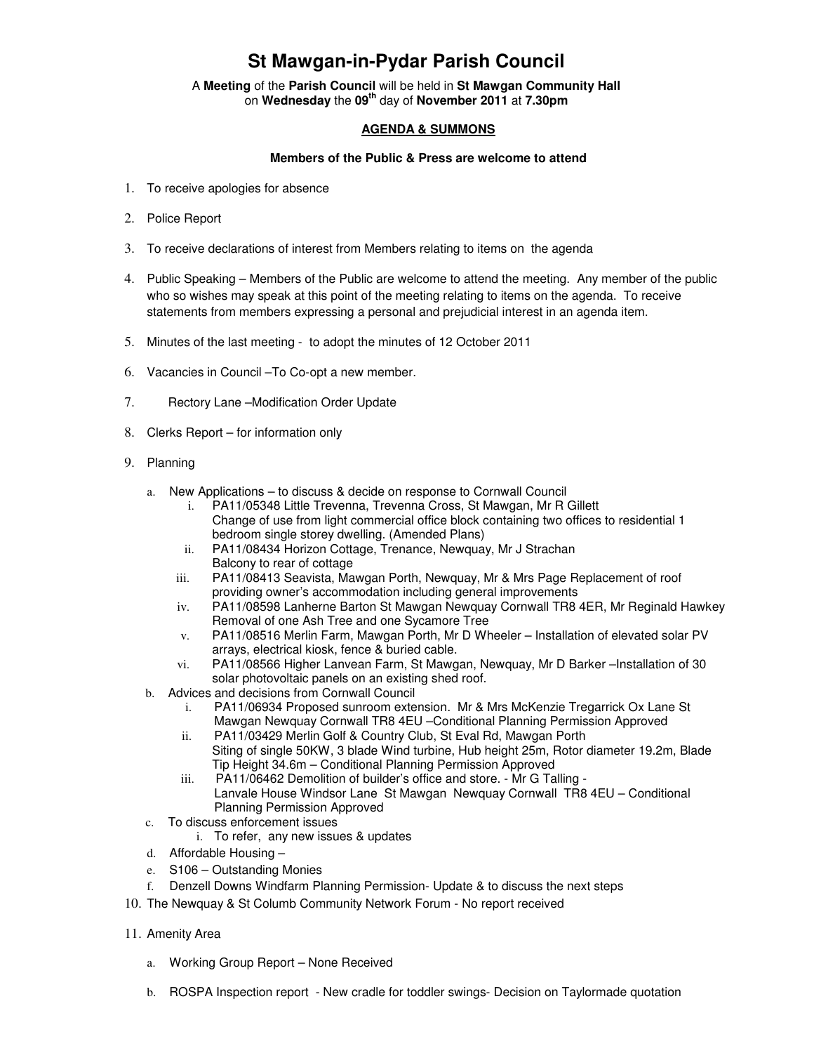# St Mawgan-in-Pydar Parish Council

A **Meeting** of the **Parish Council** will be held in **St Mawgan Community Hall** on **Wednesday** the **09th** day of **November 2011** at **7.30pm**

**AGENDA & SUMMONS**

**Members of the Public & Press are welcome to attend**

1. To receive apologies for absence
2. Police Report
3. To receive declarations of interest from Members relating to items on the agenda
4. Public Speaking – Members of the Public are welcome to attend the meeting. Any member of the public who so wishes may speak at this point of the meeting relating to items on the agenda. To receive statements from members expressing a personal and prejudicial interest in an agenda item.
5. Minutes of the last meeting - to adopt the minutes of 12 October 2011
6. Vacancies in Council –To Co-opt a new member.
7. Rectory Lane –Modification Order Update
8. Clerks Report – for information only
9. Planning
   a. New Applications – to discuss & decide on response to Cornwall Council
      i. PA11/05348 Little Trevenna, Trevenna Cross, St Mawgan, Mr R Gillett
         Change of use from light commercial office block containing two offices to residential 1 bedroom single storey dwelling. (Amended Plans)
      ii. PA11/08434 Horizon Cottage, Trenance, Newquay, Mr J Strachan
         Balcony to rear of cottage
      iii. PA11/08413 Seavista, Mawgan Porth, Newquay, Mr & Mrs Page Replacement of roof providing owner's accommodation including general improvements
      iv. PA11/08598 Lanherne Barton St Mawgan Newquay Cornwall TR8 4ER, Mr Reginald Hawkey
         Removal of one Ash Tree and one Sycamore Tree
      v. PA11/08516 Merlin Farm, Mawgan Porth, Mr D Wheeler – Installation of elevated solar PV arrays, electrical kiosk, fence & buried cable.
      vi. PA11/08566 Higher Lanvean Farm, St Mawgan, Newquay, Mr D Barker –Installation of 30 solar photovoltaic panels on an existing shed roof.
   b. Advices and decisions from Cornwall Council
      i. PA11/06934 Proposed sunroom extension. Mr & Mrs McKenzie Tregarrick Ox Lane St Mawgan Newquay Cornwall TR8 4EU –Conditional Planning Permission Approved
      ii. PA11/03429 Merlin Golf & Country Club, St Eval Rd, Mawgan Porth
         Siting of single 50KW, 3 blade Wind turbine, Hub height 25m, Rotor diameter 19.2m, Blade Tip Height 34.6m – Conditional Planning Permission Approved
      iii. PA11/06462 Demolition of builder's office and store. - Mr G Talling - Lanvale House Windsor Lane St Mawgan Newquay Cornwall TR8 4EU – Conditional Planning Permission Approved
   c. To discuss enforcement issues
      i. To refer, any new issues & updates
   d. Affordable Housing –
   e. S106 – Outstanding Monies
   f. Denzell Downs Windfarm Planning Permission- Update & to discuss the next steps
10. The Newquay & St Columb Community Network Forum - No report received
11. Amenity Area
    a. Working Group Report – None Received
    b. ROSPA Inspection report - New cradle for toddler swings- Decision on Taylormade quotation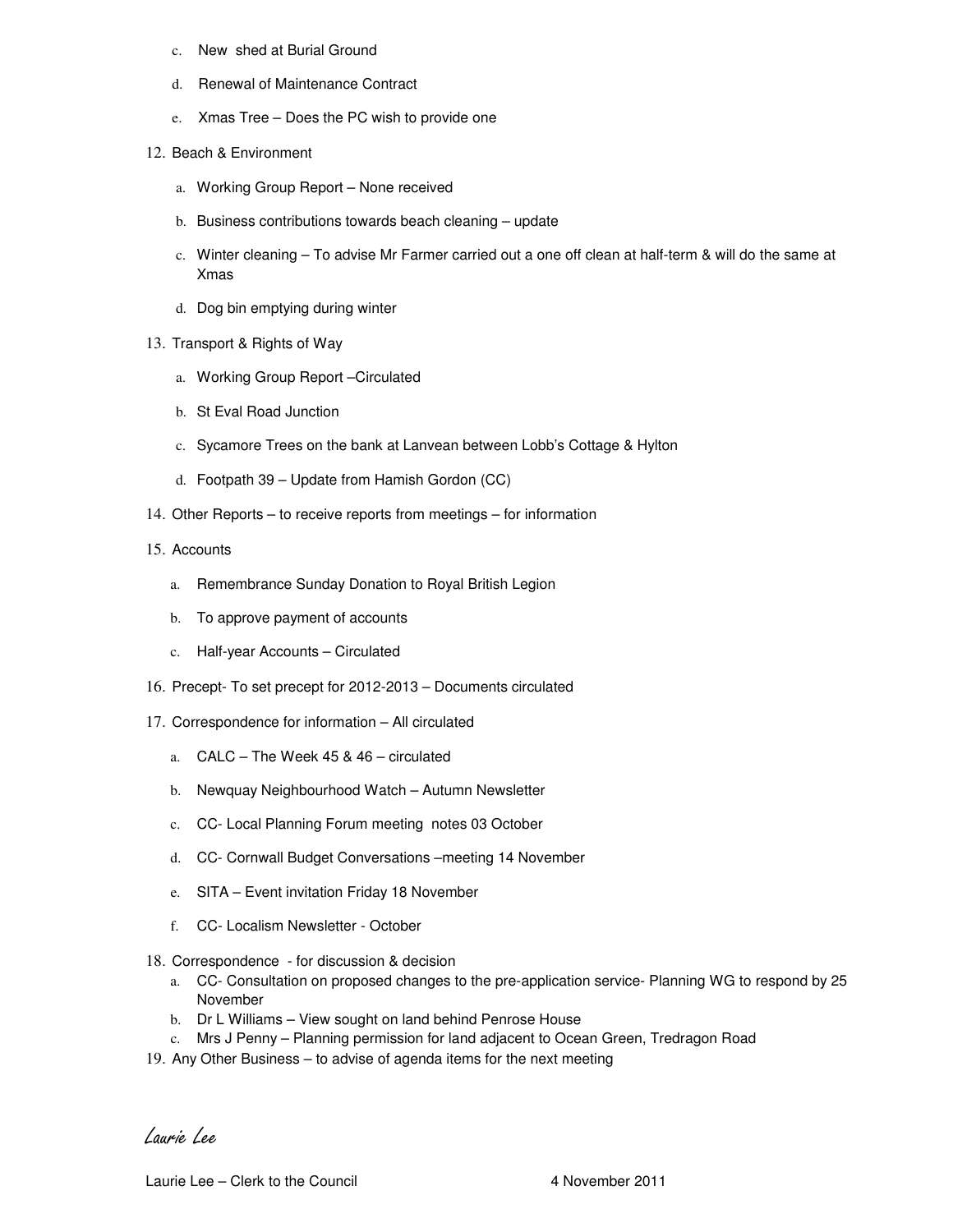c. New shed at Burial Ground

d. Renewal of Maintenance Contract

e. Xmas Tree – Does the PC wish to provide one

12. Beach & Environment

    a. Working Group Report – None received

    b. Business contributions towards beach cleaning – update

    c. Winter cleaning – To advise Mr Farmer carried out a one off clean at half-term & will do the same at Xmas

    d. Dog bin emptying during winter

13. Transport & Rights of Way

    a. Working Group Report –Circulated

    b. St Eval Road Junction

    c. Sycamore Trees on the bank at Lanvean between Lobb's Cottage & Hylton

    d. Footpath 39 – Update from Hamish Gordon (CC)

14. Other Reports – to receive reports from meetings – for information

15. Accounts

    a. Remembrance Sunday Donation to Royal British Legion

    b. To approve payment of accounts

    c. Half-year Accounts – Circulated

16. Precept- To set precept for 2012-2013 – Documents circulated

17. Correspondence for information – All circulated

    a. CALC – The Week 45 & 46 – circulated

    b. Newquay Neighbourhood Watch – Autumn Newsletter

    c. CC- Local Planning Forum meeting notes 03 October

    d. CC- Cornwall Budget Conversations –meeting 14 November

    e. SITA – Event invitation Friday 18 November

    f. CC- Localism Newsletter - October

18. Correspondence - for discussion & decision
    a. CC- Consultation on proposed changes to the pre-application service- Planning WG to respond by 25 November
    b. Dr L Williams – View sought on land behind Penrose House
    c. Mrs J Penny – Planning permission for land adjacent to Ocean Green, Tredragon Road
19. Any Other Business – to advise of agenda items for the next meeting

*Laurie Lee*

Laurie Lee – Clerk to the Council 4 November 2011